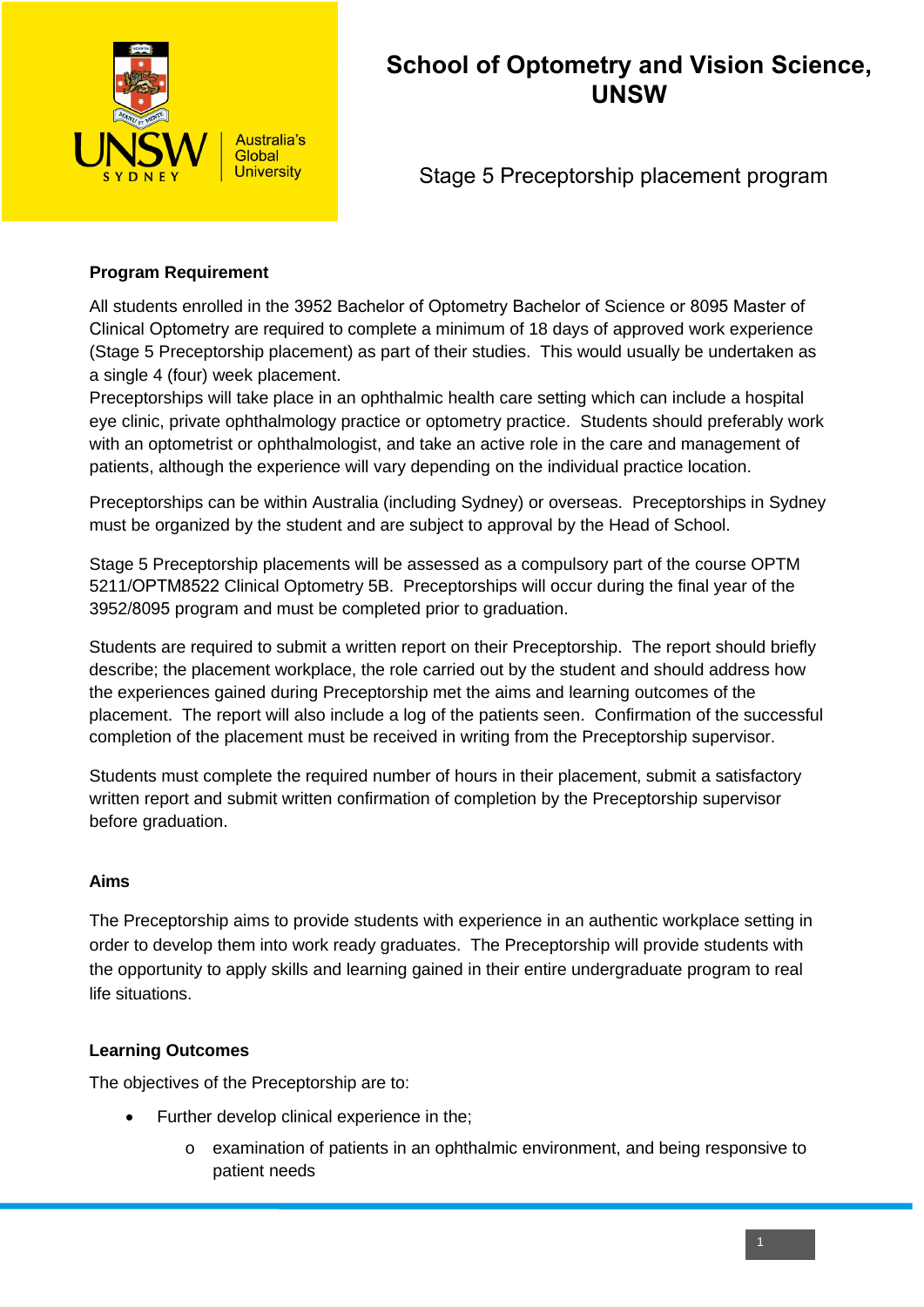# School of Optometry and Vision Science, UNSW

## Stage 5 Preceptorship placement program

**Program Requirement**

All students enrolled in the 3952 Bachelor of Optometry Bachelor of Science or 8095 Master of Clinical Optometry are required to complete a minimum of 18 days of approved work experience (Stage 5 Preceptorship placement) as part of their studies. This would usually be undertaken as a single 4 (four) week placement.

Preceptorships will take place in an ophthalmic health care setting which can include a hospital eye clinic, private ophthalmology practice or optometry practice. Students should preferably work with an optometrist or ophthalmologist, and take an active role in the care and management of patients, although the experience will vary depending on the individual practice location.

Preceptorships can be within Australia (including Sydney) or overseas. Preceptorships in Sydney must be organized by the student and are subject to approval by the Head of School.

Stage 5 Preceptorship placements will be assessed as a compulsory part of the course OPTM 5211/OPTM8522 Clinical Optometry 5B. Preceptorships will occur during the final year of the 3952/8095 program and must be completed prior to graduation.

Students are required to submit a written report on their Preceptorship. The report should briefly describe; the placement workplace, the role carried out by the student and should address how the experiences gained during Preceptorship met the aims and learning outcomes of the placement. The report will also include a log of the patients seen. Confirmation of the successful completion of the placement must be received in writing from the Preceptorship supervisor.

Students must complete the required number of hours in their placement, submit a satisfactory written report and submit written confirmation of completion by the Preceptorship supervisor before graduation.

**Aims**

The Preceptorship aims to provide students with experience in an authentic workplace setting in order to develop them into work ready graduates. The Preceptorship will provide students with the opportunity to apply skills and learning gained in their entire undergraduate program to real life situations.

**Learning Outcomes**

The objectives of the Preceptorship are to:

- Further develop clinical experience in the;
  - examination of patients in an ophthalmic environment, and being responsive to patient needs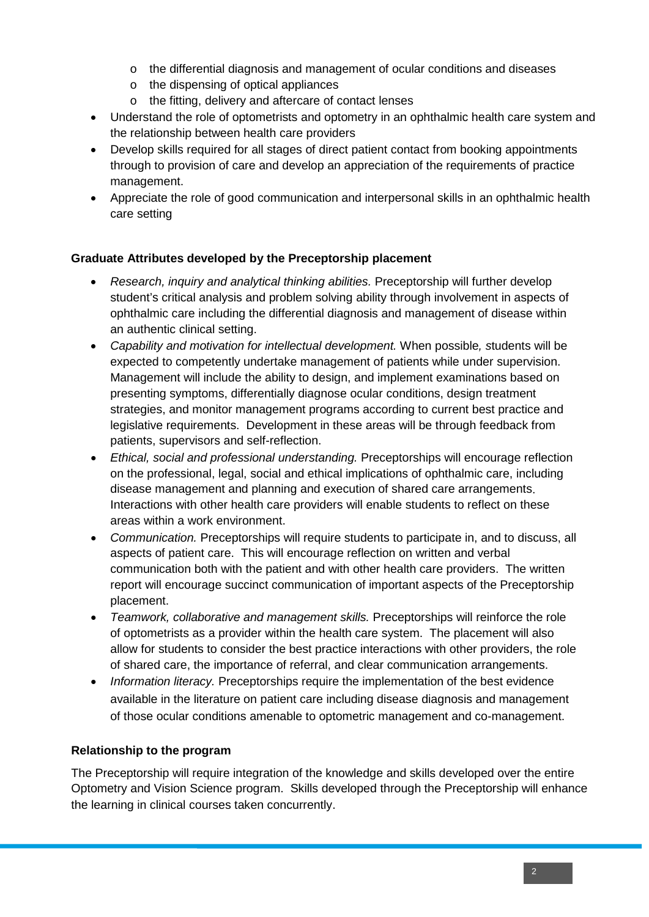- the differential diagnosis and management of ocular conditions and diseases
  - the dispensing of optical appliances
  - the fitting, delivery and aftercare of contact lenses
- Understand the role of optometrists and optometry in an ophthalmic health care system and the relationship between health care providers
- Develop skills required for all stages of direct patient contact from booking appointments through to provision of care and develop an appreciation of the requirements of practice management.
- Appreciate the role of good communication and interpersonal skills in an ophthalmic health care setting

**Graduate Attributes developed by the Preceptorship placement**

- *Research, inquiry and analytical thinking abilities.* Preceptorship will further develop student's critical analysis and problem solving ability through involvement in aspects of ophthalmic care including the differential diagnosis and management of disease within an authentic clinical setting.
- *Capability and motivation for intellectual development.* When possible*, s*tudents will be expected to competently undertake management of patients while under supervision. Management will include the ability to design, and implement examinations based on presenting symptoms, differentially diagnose ocular conditions, design treatment strategies, and monitor management programs according to current best practice and legislative requirements. Development in these areas will be through feedback from patients, supervisors and self-reflection.
- *Ethical, social and professional understanding.* Preceptorships will encourage reflection on the professional, legal, social and ethical implications of ophthalmic care, including disease management and planning and execution of shared care arrangements. Interactions with other health care providers will enable students to reflect on these areas within a work environment.
- *Communication.* Preceptorships will require students to participate in, and to discuss, all aspects of patient care. This will encourage reflection on written and verbal communication both with the patient and with other health care providers. The written report will encourage succinct communication of important aspects of the Preceptorship placement.
- *Teamwork, collaborative and management skills.* Preceptorships will reinforce the role of optometrists as a provider within the health care system. The placement will also allow for students to consider the best practice interactions with other providers, the role of shared care, the importance of referral, and clear communication arrangements.
- *Information literacy.* Preceptorships require the implementation of the best evidence available in the literature on patient care including disease diagnosis and management of those ocular conditions amenable to optometric management and co-management.

**Relationship to the program**

The Preceptorship will require integration of the knowledge and skills developed over the entire Optometry and Vision Science program. Skills developed through the Preceptorship will enhance the learning in clinical courses taken concurrently.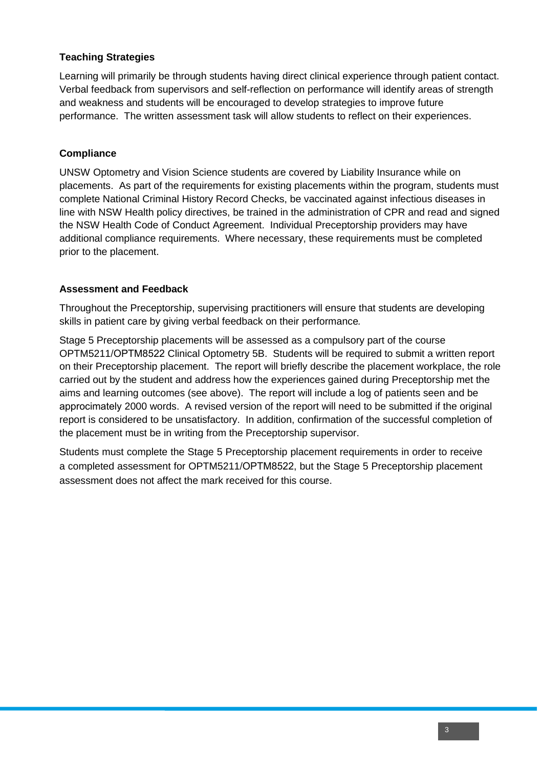**Teaching Strategies**

Learning will primarily be through students having direct clinical experience through patient contact. Verbal feedback from supervisors and self-reflection on performance will identify areas of strength and weakness and students will be encouraged to develop strategies to improve future performance. The written assessment task will allow students to reflect on their experiences.

**Compliance**

UNSW Optometry and Vision Science students are covered by Liability Insurance while on placements. As part of the requirements for existing placements within the program, students must complete National Criminal History Record Checks, be vaccinated against infectious diseases in line with NSW Health policy directives, be trained in the administration of CPR and read and signed the NSW Health Code of Conduct Agreement. Individual Preceptorship providers may have additional compliance requirements. Where necessary, these requirements must be completed prior to the placement.

**Assessment and Feedback**

Throughout the Preceptorship, supervising practitioners will ensure that students are developing skills in patient care by giving verbal feedback on their performance*.*

Stage 5 Preceptorship placements will be assessed as a compulsory part of the course OPTM5211/OPTM8522 Clinical Optometry 5B. Students will be required to submit a written report on their Preceptorship placement. The report will briefly describe the placement workplace, the role carried out by the student and address how the experiences gained during Preceptorship met the aims and learning outcomes (see above). The report will include a log of patients seen and be approcimately 2000 words. A revised version of the report will need to be submitted if the original report is considered to be unsatisfactory. In addition, confirmation of the successful completion of the placement must be in writing from the Preceptorship supervisor.

Students must complete the Stage 5 Preceptorship placement requirements in order to receive a completed assessment for OPTM5211/OPTM8522, but the Stage 5 Preceptorship placement assessment does not affect the mark received for this course.